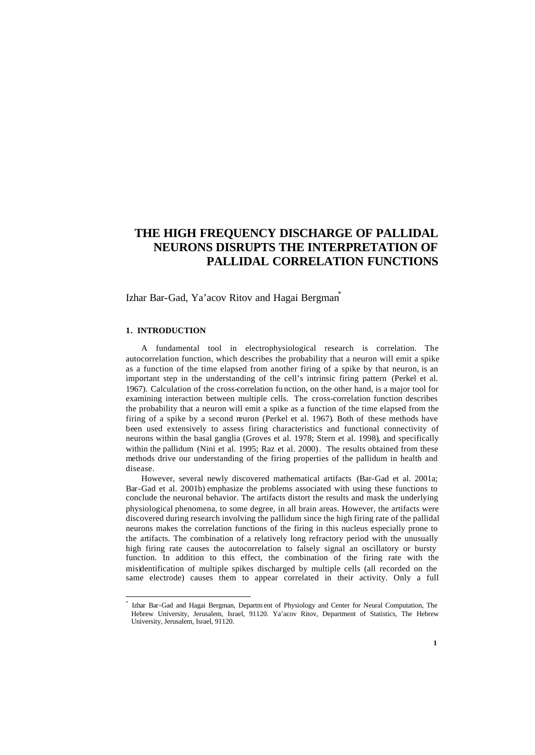# THE HIGH FREQUENCY DISCHARGE OF PALLIDAL NEURONS DISRUPTS THE INTERPRETATION OF PALLIDAL CORRELATION FUNCTIONS

Izhar Bar-Gad, Ya'acov Ritov and Hagai Bergman*

## 1. INTRODUCTION

A fundamental tool in electrophysiological research is correlation. The autocorrelation function, which describes the probability that a neuron will emit a spike as a function of the time elapsed from another firing of a spike by that neuron, is an important step in the understanding of the cell's intrinsic firing pattern (Perkel et al. 1967). Calculation of the cross-correlation function, on the other hand, is a major tool for examining interaction between multiple cells. The cross-correlation function describes the probability that a neuron will emit a spike as a function of the time elapsed from the firing of a spike by a second neuron (Perkel et al. 1967). Both of these methods have been used extensively to assess firing characteristics and functional connectivity of neurons within the basal ganglia (Groves et al. 1978; Stern et al. 1998), and specifically within the pallidum (Nini et al. 1995; Raz et al. 2000). The results obtained from these methods drive our understanding of the firing properties of the pallidum in health and disease.

However, several newly discovered mathematical artifacts (Bar-Gad et al. 2001a; Bar-Gad et al. 2001b) emphasize the problems associated with using these functions to conclude the neuronal behavior. The artifacts distort the results and mask the underlying physiological phenomena, to some degree, in all brain areas. However, the artifacts were discovered during research involving the pallidum since the high firing rate of the pallidal neurons makes the correlation functions of the firing in this nucleus especially prone to the artifacts. The combination of a relatively long refractory period with the unusually high firing rate causes the autocorrelation to falsely signal an oscillatory or bursty function. In addition to this effect, the combination of the firing rate with the misidentification of multiple spikes discharged by multiple cells (all recorded on the same electrode) causes them to appear correlated in their activity. Only a full

---

* Izhar Bar-Gad and Hagai Bergman, Department of Physiology and Center for Neural Computation, The Hebrew University, Jerusalem, Israel, 91120. Ya'acov Ritov, Department of Statistics, The Hebrew University, Jerusalem, Israel, 91120.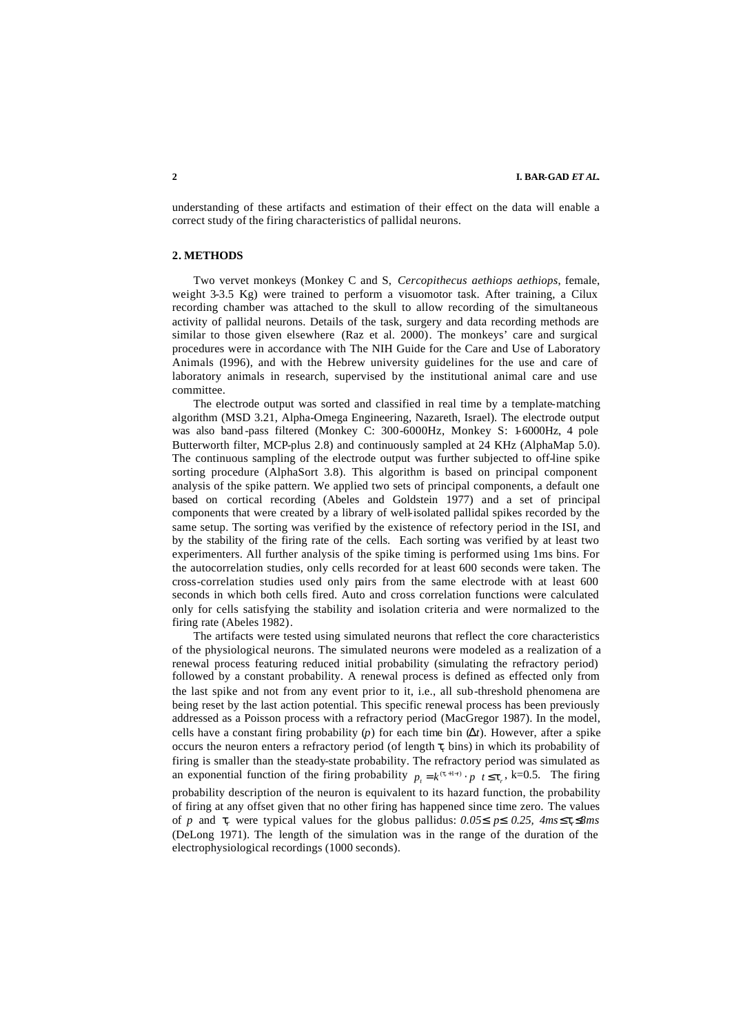understanding of these artifacts and estimation of their effect on the data will enable a correct study of the firing characteristics of pallidal neurons.

## 2. METHODS

Two vervet monkeys (Monkey C and S, *Cercopithecus aethiops aethiops*, female, weight 3-3.5 Kg) were trained to perform a visuomotor task. After training, a Cilux recording chamber was attached to the skull to allow recording of the simultaneous activity of pallidal neurons. Details of the task, surgery and data recording methods are similar to those given elsewhere (Raz et al. 2000). The monkeys' care and surgical procedures were in accordance with The NIH Guide for the Care and Use of Laboratory Animals (1996), and with the Hebrew university guidelines for the use and care of laboratory animals in research, supervised by the institutional animal care and use committee.

The electrode output was sorted and classified in real time by a template-matching algorithm (MSD 3.21, Alpha-Omega Engineering, Nazareth, Israel). The electrode output was also band-pass filtered (Monkey C: 300-6000Hz, Monkey S: 1-6000Hz, 4 pole Butterworth filter, MCP-plus 2.8) and continuously sampled at 24 KHz (AlphaMap 5.0). The continuous sampling of the electrode output was further subjected to off-line spike sorting procedure (AlphaSort 3.8). This algorithm is based on principal component analysis of the spike pattern. We applied two sets of principal components, a default one based on cortical recording (Abeles and Goldstein 1977) and a set of principal components that were created by a library of well-isolated pallidal spikes recorded by the same setup. The sorting was verified by the existence of refectory period in the ISI, and by the stability of the firing rate of the cells. Each sorting was verified by at least two experimenters. All further analysis of the spike timing is performed using 1ms bins. For the autocorrelation studies, only cells recorded for at least 600 seconds were taken. The cross-correlation studies used only pairs from the same electrode with at least 600 seconds in which both cells fired. Auto and cross correlation functions were calculated only for cells satisfying the stability and isolation criteria and were normalized to the firing rate (Abeles 1982).

The artifacts were tested using simulated neurons that reflect the core characteristics of the physiological neurons. The simulated neurons were modeled as a realization of a renewal process featuring reduced initial probability (simulating the refractory period) followed by a constant probability. A renewal process is defined as effected only from the last spike and not from any event prior to it, i.e., all sub-threshold phenomena are being reset by the last action potential. This specific renewal process has been previously addressed as a Poisson process with a refractory period (MacGregor 1987). In the model, cells have a constant firing probability ($p$) for each time bin ($\Delta t$). However, after a spike occurs the neuron enters a refractory period (of length $\tau_r$ bins) in which its probability of firing is smaller than the steady-state probability. The refractory period was simulated as an exponential function of the firing probability $p_t = k^{(\tau_r+1-t)} \cdot p \quad t \leq \tau_r$, k=0.5. The firing probability description of the neuron is equivalent to its hazard function, the probability of firing at any offset given that no other firing has happened since time zero. The values of $p$ and $\tau_r$ were typical values for the globus pallidus: $0.05 \leq p \leq 0.25$, $4ms \leq \tau_r \leq 8ms$ (DeLong 1971). The length of the simulation was in the range of the duration of the electrophysiological recordings (1000 seconds).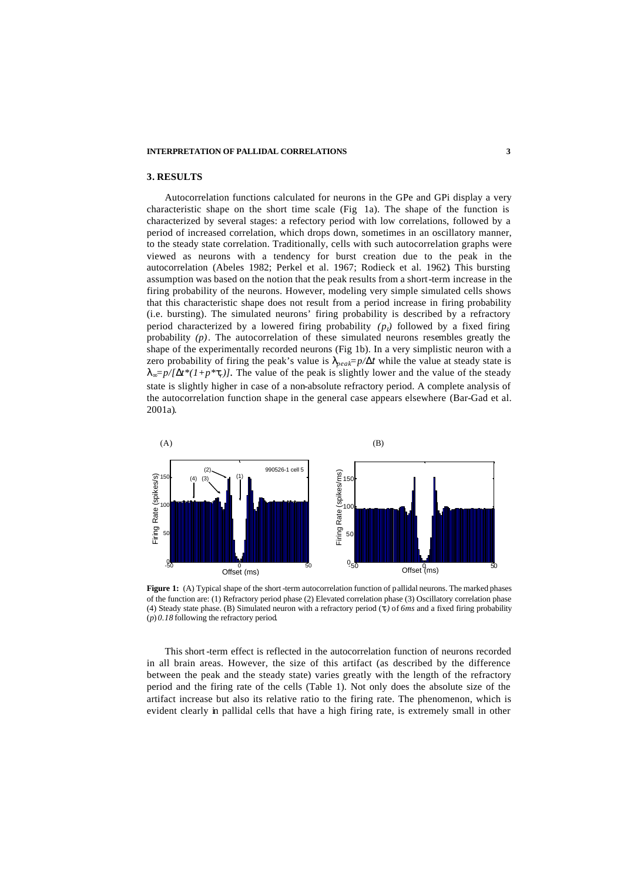## 3. RESULTS

Autocorrelation functions calculated for neurons in the GPe and GPi display a very characteristic shape on the short time scale (Fig 1a). The shape of the function is characterized by several stages: a refectory period with low correlations, followed by a period of increased correlation, which drops down, sometimes in an oscillatory manner, to the steady state correlation. Traditionally, cells with such autocorrelation graphs were viewed as neurons with a tendency for burst creation due to the peak in the autocorrelation (Abeles 1982; Perkel et al. 1967; Rodieck et al. 1962). This bursting assumption was based on the notion that the peak results from a short-term increase in the firing probability of the neurons. However, modeling very simple simulated cells shows that this characteristic shape does not result from a period increase in firing probability (i.e. bursting). The simulated neurons' firing probability is described by a refractory period characterized by a lowered firing probability $(p_r)$ followed by a fixed firing probability $(p)$. The autocorrelation of these simulated neurons resembles greatly the shape of the experimentally recorded neurons (Fig 1b). In a very simplistic neuron with a zero probability of firing the peak's value is $\lambda_{peak}=p/\Delta t$ while the value at steady state is $\lambda_{\infty}=p/[\Delta t*(1+p*\tau_r)]$. The value of the peak is slightly lower and the value of the steady state is slightly higher in case of a non-absolute refractory period. A complete analysis of the autocorrelation function shape in the general case appears elsewhere (Bar-Gad et al. 2001a).

**Figure 1:** (A) Typical shape of the short-term autocorrelation function of pallidal neurons. The marked phases of the function are: (1) Refractory period phase (2) Elevated correlation phase (3) Oscillatory correlation phase (4) Steady state phase. (B) Simulated neuron with a refractory period ($\tau_r$) of *6ms* and a fixed firing probability ($p$) *0.18* following the refractory period.

This short-term effect is reflected in the autocorrelation function of neurons recorded in all brain areas. However, the size of this artifact (as described by the difference between the peak and the steady state) varies greatly with the length of the refractory period and the firing rate of the cells (Table 1). Not only does the absolute size of the artifact increase but also its relative ratio to the firing rate. The phenomenon, which is evident clearly in pallidal cells that have a high firing rate, is extremely small in other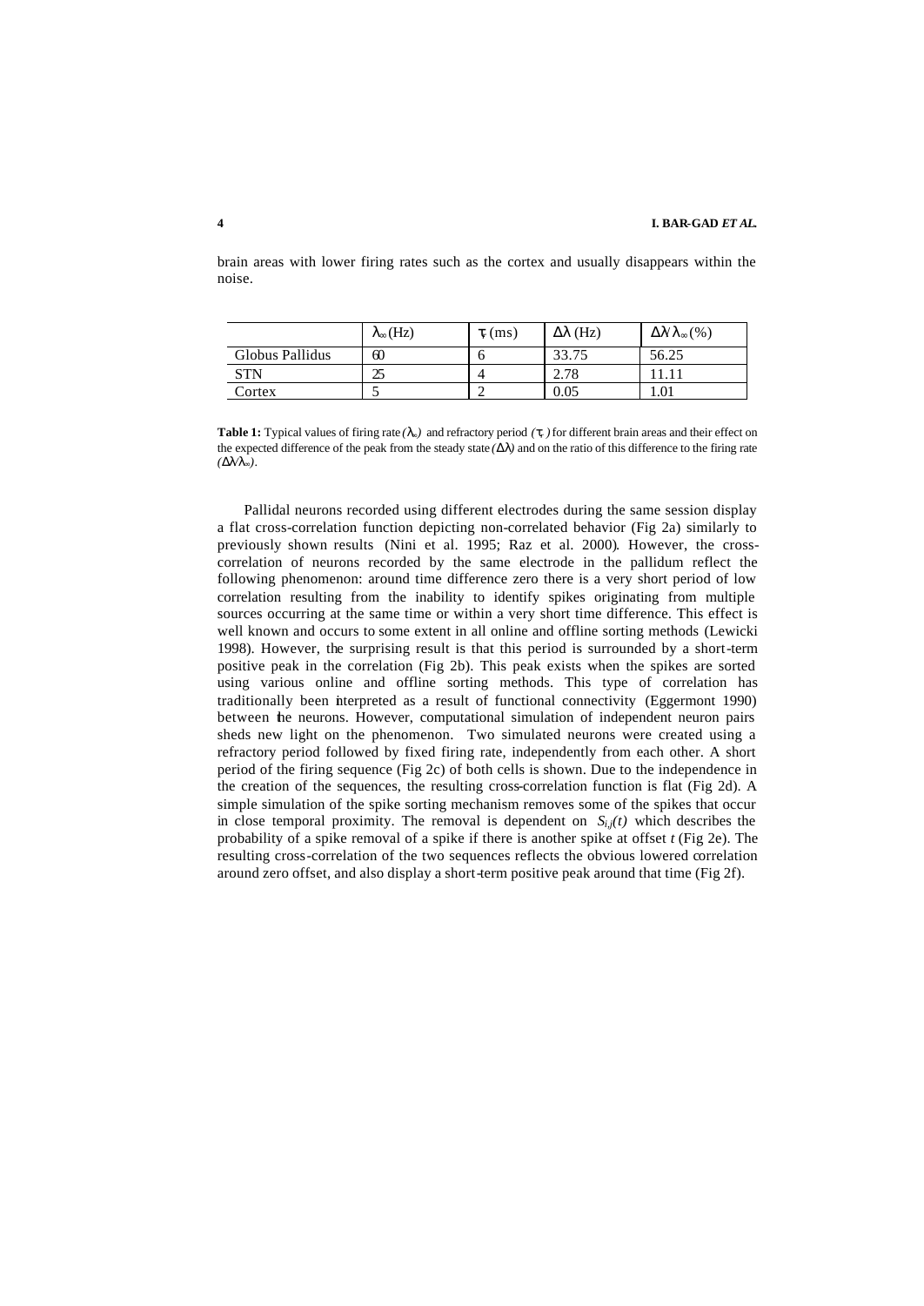brain areas with lower firing rates such as the cortex and usually disappears within the noise.

| | $\lambda_\infty$ (Hz) | $\tau_r$ (ms) | $\Delta\lambda$ (Hz) | $\Delta\lambda/\lambda_\infty$ (%) |
|---|---|---|---|---|
| Globus Pallidus | 60 | 6 | 33.75 | 56.25 |
| STN | 25 | 4 | 2.78 | 11.11 |
| Cortex | 5 | 2 | 0.05 | 1.01 |

**Table 1:** Typical values of firing rate $(\lambda_\infty)$ and refractory period $(\tau_r)$ for different brain areas and their effect on the expected difference of the peak from the steady state $(\Delta\lambda)$ and on the ratio of this difference to the firing rate $(\Delta\lambda/\lambda_\infty)$.

Pallidal neurons recorded using different electrodes during the same session display a flat cross-correlation function depicting non-correlated behavior (Fig 2a) similarly to previously shown results (Nini et al. 1995; Raz et al. 2000). However, the cross-correlation of neurons recorded by the same electrode in the pallidum reflect the following phenomenon: around time difference zero there is a very short period of low correlation resulting from the inability to identify spikes originating from multiple sources occurring at the same time or within a very short time difference. This effect is well known and occurs to some extent in all online and offline sorting methods (Lewicki 1998). However, the surprising result is that this period is surrounded by a short-term positive peak in the correlation (Fig 2b). This peak exists when the spikes are sorted using various online and offline sorting methods. This type of correlation has traditionally been interpreted as a result of functional connectivity (Eggermont 1990) between the neurons. However, computational simulation of independent neuron pairs sheds new light on the phenomenon. Two simulated neurons were created using a refractory period followed by fixed firing rate, independently from each other. A short period of the firing sequence (Fig 2c) of both cells is shown. Due to the independence in the creation of the sequences, the resulting cross-correlation function is flat (Fig 2d). A simple simulation of the spike sorting mechanism removes some of the spikes that occur in close temporal proximity. The removal is dependent on $S_{i,j}(t)$ which describes the probability of a spike removal of a spike if there is another spike at offset *t* (Fig 2e). The resulting cross-correlation of the two sequences reflects the obvious lowered correlation around zero offset, and also display a short-term positive peak around that time (Fig 2f).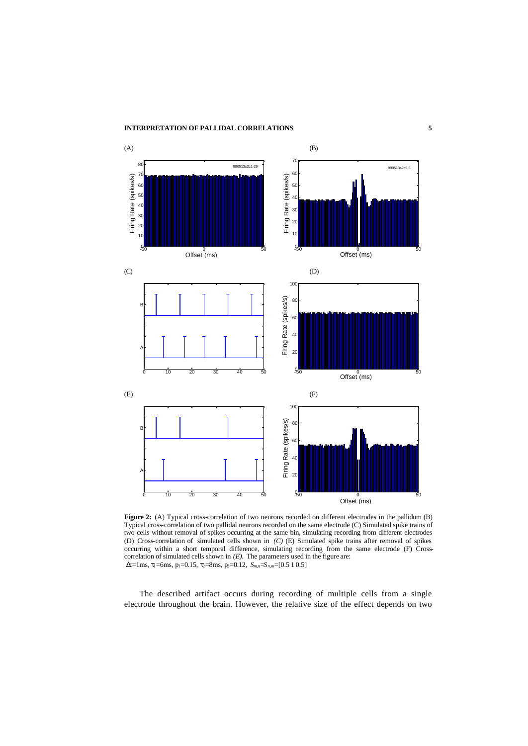**Figure 2:** (A) Typical cross-correlation of two neurons recorded on different electrodes in the pallidum (B) Typical cross-correlation of two pallidal neurons recorded on the same electrode (C) Simulated spike trains of two cells without removal of spikes occurring at the same bin, simulating recording from different electrodes (D) Cross-correlation of simulated cells shown in *(C)* (E) Simulated spike trains after removal of spikes occurring within a short temporal difference, simulating recording from the same electrode (F) Cross-correlation of simulated cells shown in *(E)*. The parameters used in the figure are: $\Delta t$=1ms, $\tau_1$=6ms, $p_1$=0.15, $\tau_2$=8ms, $p_2$=0.12, $S_{m,n}=S_{n,m}$=[0.5 1 0.5]

The described artifact occurs during recording of multiple cells from a single electrode throughout the brain. However, the relative size of the effect depends on two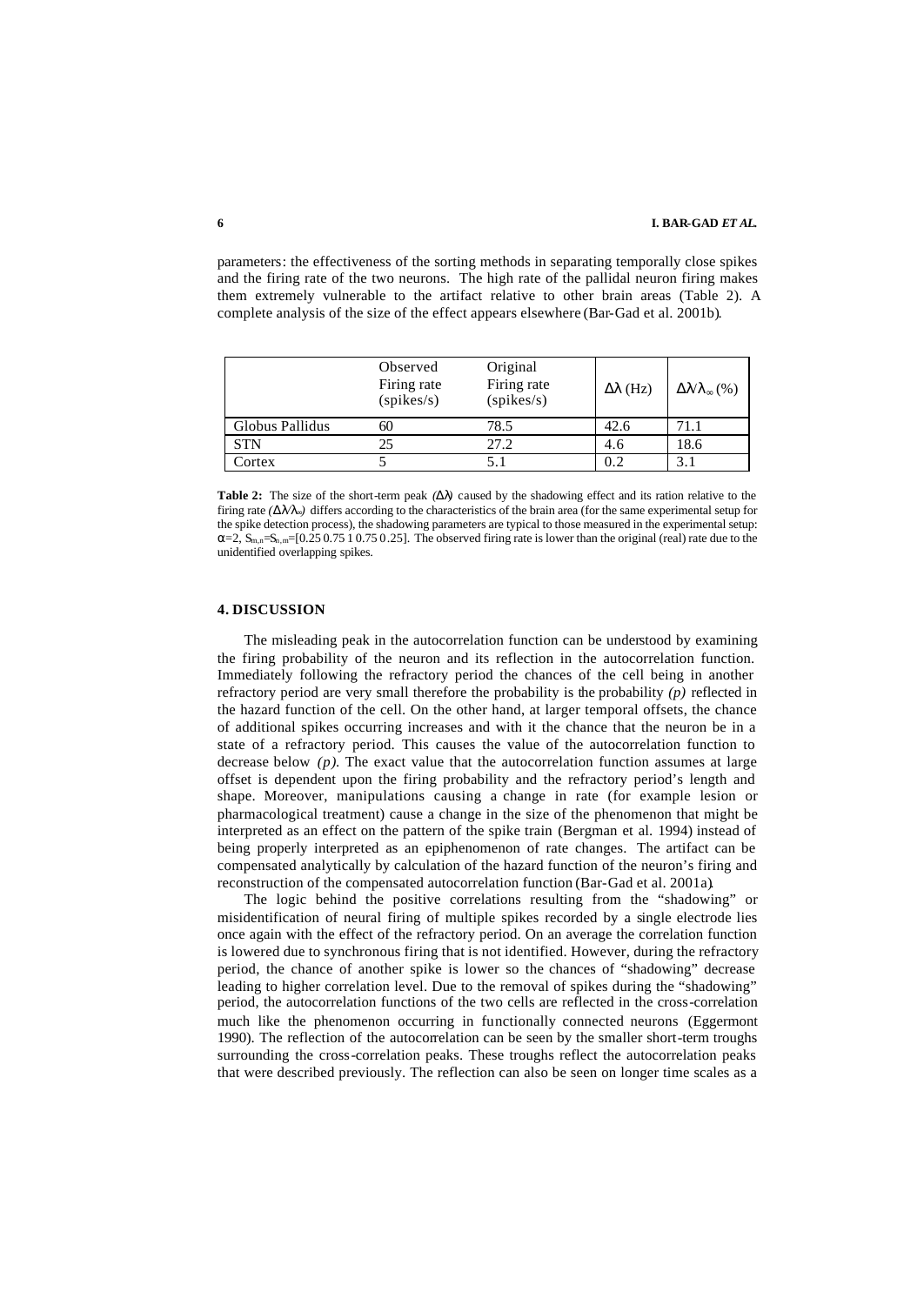parameters: the effectiveness of the sorting methods in separating temporally close spikes and the firing rate of the two neurons. The high rate of the pallidal neuron firing makes them extremely vulnerable to the artifact relative to other brain areas (Table 2). A complete analysis of the size of the effect appears elsewhere (Bar-Gad et al. 2001b).

| | Observed Firing rate (spikes/s) | Original Firing rate (spikes/s) | $\Delta\lambda$ (Hz) | $\Delta\lambda/\lambda_\infty$ (%) |
|---|---|---|---|---|
| Globus Pallidus | 60 | 78.5 | 42.6 | 71.1 |
| STN | 25 | 27.2 | 4.6 | 18.6 |
| Cortex | 5 | 5.1 | 0.2 | 3.1 |

**Table 2:** The size of the short-term peak $(\Delta\lambda)$ caused by the shadowing effect and its ration relative to the firing rate $(\Delta\lambda/\lambda_\infty)$ differs according to the characteristics of the brain area (for the same experimental setup for the spike detection process), the shadowing parameters are typical to those measured in the experimental setup: $\alpha$=2, $S_{m,n}$=$S_{n,m}$=[0.25 0.75 1 0.75 0.25]. The observed firing rate is lower than the original (real) rate due to the unidentified overlapping spikes.

## 4. DISCUSSION

The misleading peak in the autocorrelation function can be understood by examining the firing probability of the neuron and its reflection in the autocorrelation function. Immediately following the refractory period the chances of the cell being in another refractory period are very small therefore the probability is the probability *(p)* reflected in the hazard function of the cell. On the other hand, at larger temporal offsets, the chance of additional spikes occurring increases and with it the chance that the neuron be in a state of a refractory period. This causes the value of the autocorrelation function to decrease below *(p)*. The exact value that the autocorrelation function assumes at large offset is dependent upon the firing probability and the refractory period's length and shape. Moreover, manipulations causing a change in rate (for example lesion or pharmacological treatment) cause a change in the size of the phenomenon that might be interpreted as an effect on the pattern of the spike train (Bergman et al. 1994) instead of being properly interpreted as an epiphenomenon of rate changes. The artifact can be compensated analytically by calculation of the hazard function of the neuron's firing and reconstruction of the compensated autocorrelation function (Bar-Gad et al. 2001a).

The logic behind the positive correlations resulting from the "shadowing" or misidentification of neural firing of multiple spikes recorded by a single electrode lies once again with the effect of the refractory period. On an average the correlation function is lowered due to synchronous firing that is not identified. However, during the refractory period, the chance of another spike is lower so the chances of "shadowing" decrease leading to higher correlation level. Due to the removal of spikes during the "shadowing" period, the autocorrelation functions of the two cells are reflected in the cross-correlation much like the phenomenon occurring in functionally connected neurons (Eggermont 1990). The reflection of the autocorrelation can be seen by the smaller short-term troughs surrounding the cross-correlation peaks. These troughs reflect the autocorrelation peaks that were described previously. The reflection can also be seen on longer time scales as a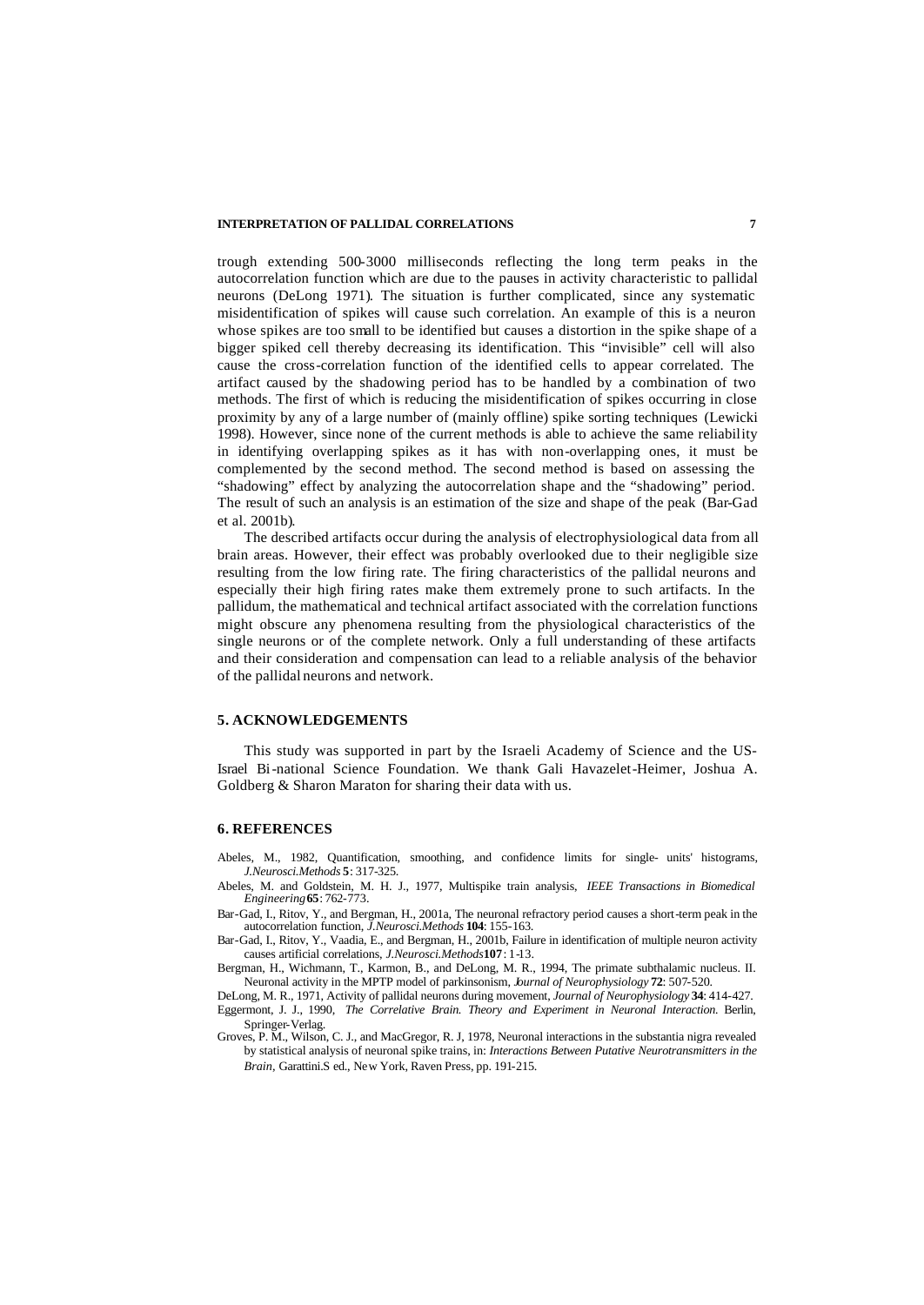trough extending 500-3000 milliseconds reflecting the long term peaks in the autocorrelation function which are due to the pauses in activity characteristic to pallidal neurons (DeLong 1971). The situation is further complicated, since any systematic misidentification of spikes will cause such correlation. An example of this is a neuron whose spikes are too small to be identified but causes a distortion in the spike shape of a bigger spiked cell thereby decreasing its identification. This "invisible" cell will also cause the cross-correlation function of the identified cells to appear correlated. The artifact caused by the shadowing period has to be handled by a combination of two methods. The first of which is reducing the misidentification of spikes occurring in close proximity by any of a large number of (mainly offline) spike sorting techniques (Lewicki 1998). However, since none of the current methods is able to achieve the same reliability in identifying overlapping spikes as it has with non-overlapping ones, it must be complemented by the second method. The second method is based on assessing the "shadowing" effect by analyzing the autocorrelation shape and the "shadowing" period. The result of such an analysis is an estimation of the size and shape of the peak (Bar-Gad et al. 2001b).

The described artifacts occur during the analysis of electrophysiological data from all brain areas. However, their effect was probably overlooked due to their negligible size resulting from the low firing rate. The firing characteristics of the pallidal neurons and especially their high firing rates make them extremely prone to such artifacts. In the pallidum, the mathematical and technical artifact associated with the correlation functions might obscure any phenomena resulting from the physiological characteristics of the single neurons or of the complete network. Only a full understanding of these artifacts and their consideration and compensation can lead to a reliable analysis of the behavior of the pallidal neurons and network.

## 5. ACKNOWLEDGEMENTS

This study was supported in part by the Israeli Academy of Science and the US-Israel Bi-national Science Foundation. We thank Gali Havazelet-Heimer, Joshua A. Goldberg & Sharon Maraton for sharing their data with us.

## 6. REFERENCES

Abeles, M., 1982, Quantification, smoothing, and confidence limits for single- units' histograms, *J.Neurosci.Methods* **5**: 317-325.

Abeles, M. and Goldstein, M. H. J., 1977, Multispike train analysis, *IEEE Transactions in Biomedical Engineering* **65**: 762-773.

Bar-Gad, I., Ritov, Y., and Bergman, H., 2001a, The neuronal refractory period causes a short-term peak in the autocorrelation function, *J.Neurosci.Methods* **104**: 155-163.

Bar-Gad, I., Ritov, Y., Vaadia, E., and Bergman, H., 2001b, Failure in identification of multiple neuron activity causes artificial correlations, *J.Neurosci.Methods* **107**: 1-13.

Bergman, H., Wichmann, T., Karmon, B., and DeLong, M. R., 1994, The primate subthalamic nucleus. II. Neuronal activity in the MPTP model of parkinsonism, *Journal of Neurophysiology* **72**: 507-520.

DeLong, M. R., 1971, Activity of pallidal neurons during movement, *Journal of Neurophysiology* **34**: 414-427.

Eggermont, J. J., 1990, *The Correlative Brain. Theory and Experiment in Neuronal Interaction.* Berlin, Springer-Verlag.

Groves, P. M., Wilson, C. J., and MacGregor, R. J, 1978, Neuronal interactions in the substantia nigra revealed by statistical analysis of neuronal spike trains, in: *Interactions Between Putative Neurotransmitters in the Brain*, Garattini.S ed., New York, Raven Press, pp. 191-215.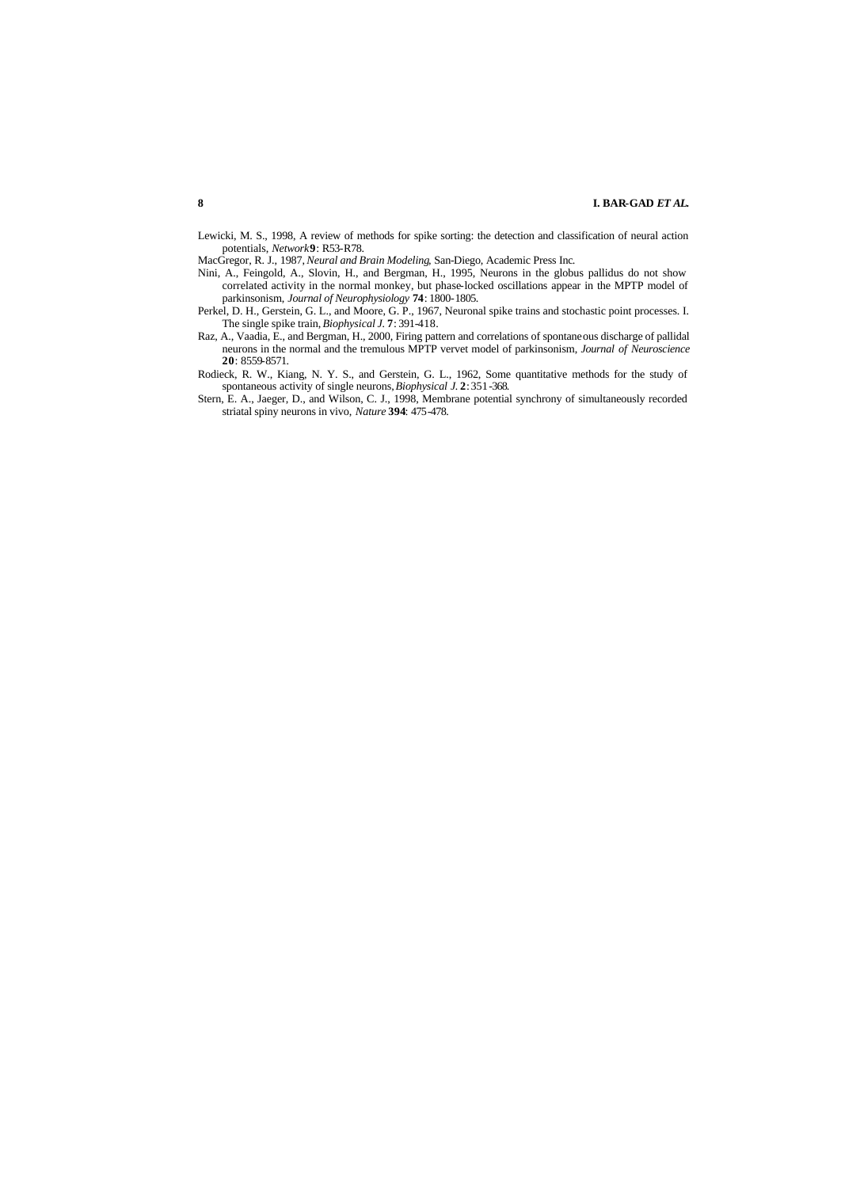Lewicki, M. S., 1998, A review of methods for spike sorting: the detection and classification of neural action potentials, *Network* **9**: R53-R78.

MacGregor, R. J., 1987, *Neural and Brain Modeling*, San-Diego, Academic Press Inc.

Nini, A., Feingold, A., Slovin, H., and Bergman, H., 1995, Neurons in the globus pallidus do not show correlated activity in the normal monkey, but phase-locked oscillations appear in the MPTP model of parkinsonism, *Journal of Neurophysiology* **74**: 1800-1805.

Perkel, D. H., Gerstein, G. L., and Moore, G. P., 1967, Neuronal spike trains and stochastic point processes. I. The single spike train, *Biophysical J.* **7**: 391-418.

Raz, A., Vaadia, E., and Bergman, H., 2000, Firing pattern and correlations of spontaneous discharge of pallidal neurons in the normal and the tremulous MPTP vervet model of parkinsonism, *Journal of Neuroscience* **20**: 8559-8571.

Rodieck, R. W., Kiang, N. Y. S., and Gerstein, G. L., 1962, Some quantitative methods for the study of spontaneous activity of single neurons, *Biophysical J.* **2**: 351-368.

Stern, E. A., Jaeger, D., and Wilson, C. J., 1998, Membrane potential synchrony of simultaneously recorded striatal spiny neurons in vivo, *Nature* **394**: 475-478.